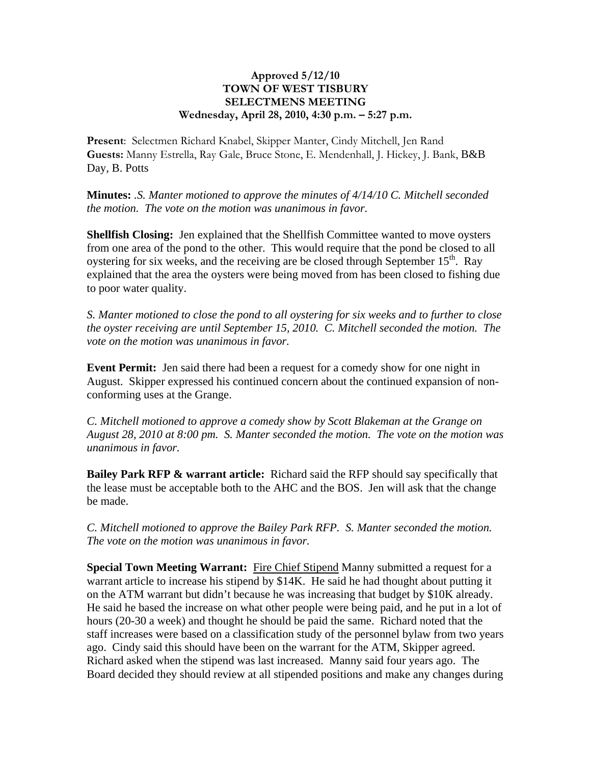**Approved 5/12/10**
**TOWN OF WEST TISBURY**
**SELECTMENS MEETING**
**Wednesday, April 28, 2010, 4:30 p.m. – 5:27 p.m.**

**Present**: Selectmen Richard Knabel, Skipper Manter, Cindy Mitchell, Jen Rand
**Guests:** Manny Estrella, Ray Gale, Bruce Stone, E. Mendenhall, J. Hickey, J. Bank, B&B Day, B. Potts

**Minutes:** .*S. Manter motioned to approve the minutes of 4/14/10 C. Mitchell seconded the motion. The vote on the motion was unanimous in favor.*

**Shellfish Closing:** Jen explained that the Shellfish Committee wanted to move oysters from one area of the pond to the other. This would require that the pond be closed to all oystering for six weeks, and the receiving are be closed through September 15th. Ray explained that the area the oysters were being moved from has been closed to fishing due to poor water quality.

*S. Manter motioned to close the pond to all oystering for six weeks and to further to close the oyster receiving are until September 15, 2010. C. Mitchell seconded the motion. The vote on the motion was unanimous in favor.*

**Event Permit:** Jen said there had been a request for a comedy show for one night in August. Skipper expressed his continued concern about the continued expansion of non-conforming uses at the Grange.

*C. Mitchell motioned to approve a comedy show by Scott Blakeman at the Grange on August 28, 2010 at 8:00 pm. S. Manter seconded the motion. The vote on the motion was unanimous in favor.*

**Bailey Park RFP & warrant article:** Richard said the RFP should say specifically that the lease must be acceptable both to the AHC and the BOS. Jen will ask that the change be made.

*C. Mitchell motioned to approve the Bailey Park RFP. S. Manter seconded the motion. The vote on the motion was unanimous in favor.*

**Special Town Meeting Warrant:** Fire Chief Stipend Manny submitted a request for a warrant article to increase his stipend by $14K. He said he had thought about putting it on the ATM warrant but didn't because he was increasing that budget by $10K already. He said he based the increase on what other people were being paid, and he put in a lot of hours (20-30 a week) and thought he should be paid the same. Richard noted that the staff increases were based on a classification study of the personnel bylaw from two years ago. Cindy said this should have been on the warrant for the ATM, Skipper agreed. Richard asked when the stipend was last increased. Manny said four years ago. The Board decided they should review at all stipended positions and make any changes during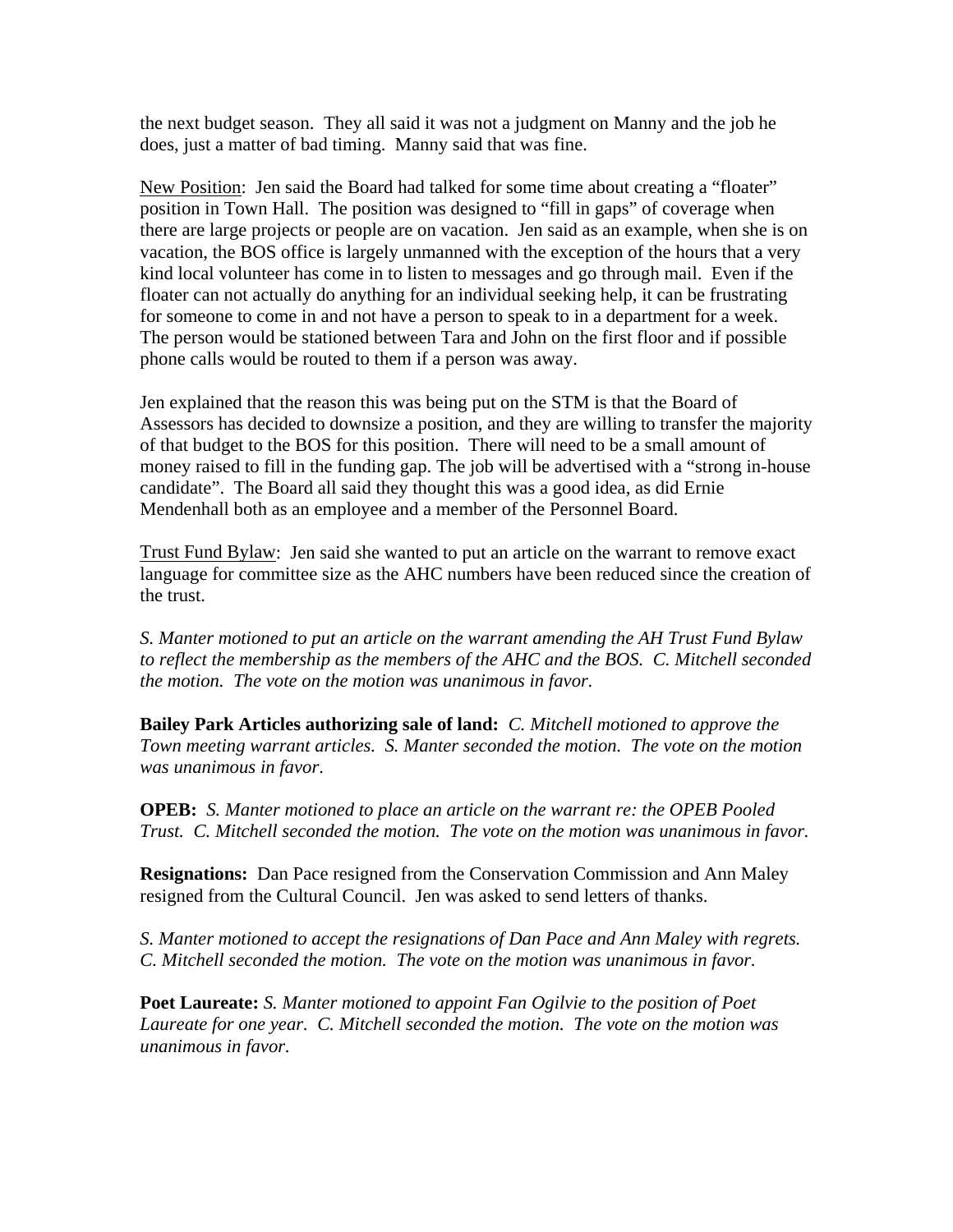the next budget season. They all said it was not a judgment on Manny and the job he does, just a matter of bad timing. Manny said that was fine.

<u>New Position</u>: Jen said the Board had talked for some time about creating a "floater" position in Town Hall. The position was designed to "fill in gaps" of coverage when there are large projects or people are on vacation. Jen said as an example, when she is on vacation, the BOS office is largely unmanned with the exception of the hours that a very kind local volunteer has come in to listen to messages and go through mail. Even if the floater can not actually do anything for an individual seeking help, it can be frustrating for someone to come in and not have a person to speak to in a department for a week. The person would be stationed between Tara and John on the first floor and if possible phone calls would be routed to them if a person was away.

Jen explained that the reason this was being put on the STM is that the Board of Assessors has decided to downsize a position, and they are willing to transfer the majority of that budget to the BOS for this position. There will need to be a small amount of money raised to fill in the funding gap. The job will be advertised with a "strong in-house candidate". The Board all said they thought this was a good idea, as did Ernie Mendenhall both as an employee and a member of the Personnel Board.

<u>Trust Fund Bylaw</u>: Jen said she wanted to put an article on the warrant to remove exact language for committee size as the AHC numbers have been reduced since the creation of the trust.

*S. Manter motioned to put an article on the warrant amending the AH Trust Fund Bylaw to reflect the membership as the members of the AHC and the BOS. C. Mitchell seconded the motion. The vote on the motion was unanimous in favor.*

**Bailey Park Articles authorizing sale of land:** *C. Mitchell motioned to approve the Town meeting warrant articles. S. Manter seconded the motion. The vote on the motion was unanimous in favor.*

**OPEB:** *S. Manter motioned to place an article on the warrant re: the OPEB Pooled Trust. C. Mitchell seconded the motion. The vote on the motion was unanimous in favor.*

**Resignations:** Dan Pace resigned from the Conservation Commission and Ann Maley resigned from the Cultural Council. Jen was asked to send letters of thanks.

*S. Manter motioned to accept the resignations of Dan Pace and Ann Maley with regrets. C. Mitchell seconded the motion. The vote on the motion was unanimous in favor.*

**Poet Laureate:** *S. Manter motioned to appoint Fan Ogilvie to the position of Poet Laureate for one year. C. Mitchell seconded the motion. The vote on the motion was unanimous in favor.*